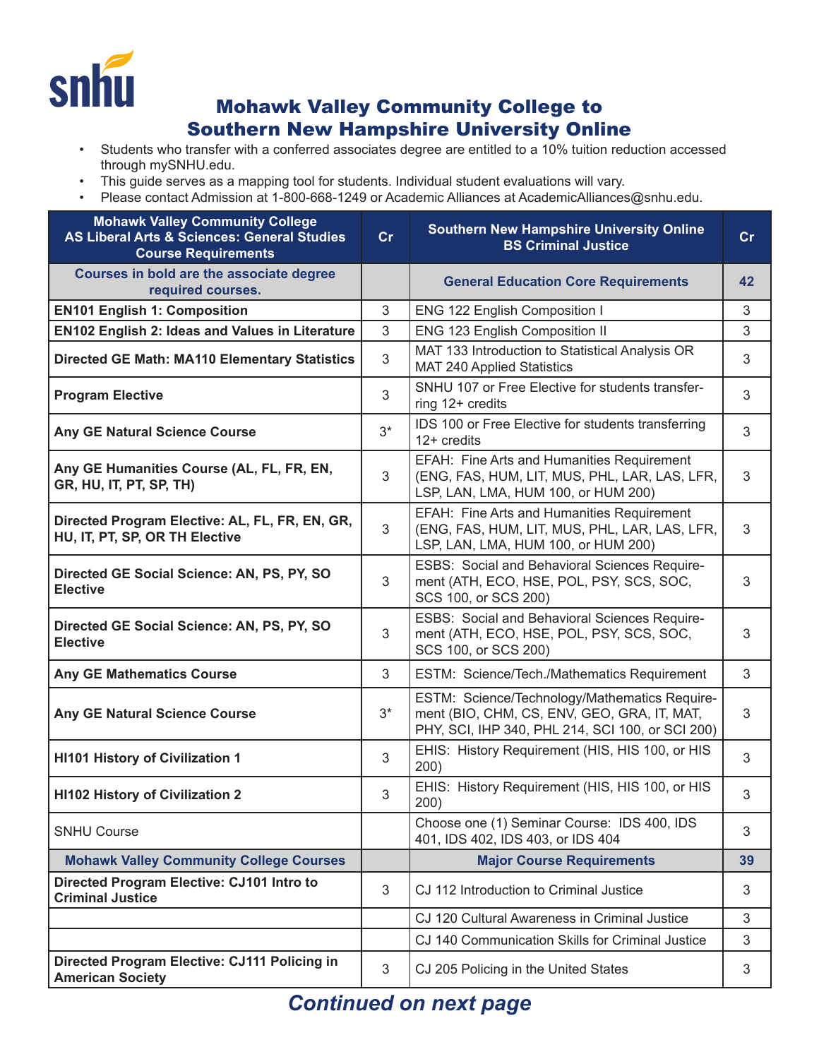# Mohawk Valley Community College to Southern New Hampshire University Online

- Students who transfer with a conferred associates degree are entitled to a 10% tuition reduction accessed through mySNHU.edu.
- This guide serves as a mapping tool for students. Individual student evaluations will vary.
- Please contact Admission at 1-800-668-1249 or Academic Alliances at AcademicAlliances@snhu.edu.

| Mohawk Valley Community College AS Liberal Arts & Sciences: General Studies Course Requirements | Cr | Southern New Hampshire University Online BS Criminal Justice | Cr |
|---|---|---|---|
| **Courses in bold are the associate degree required courses.** | | **General Education Core Requirements** | **42** |
| **EN101 English 1: Composition** | 3 | ENG 122 English Composition I | 3 |
| **EN102 English 2: Ideas and Values in Literature** | 3 | ENG 123 English Composition II | 3 |
| **Directed GE Math: MA110 Elementary Statistics** | 3 | MAT 133 Introduction to Statistical Analysis OR MAT 240 Applied Statistics | 3 |
| **Program Elective** | 3 | SNHU 107 or Free Elective for students transferring 12+ credits | 3 |
| **Any GE Natural Science Course** | 3* | IDS 100 or Free Elective for students transferring 12+ credits | 3 |
| **Any GE Humanities Course (AL, FL, FR, EN, GR, HU, IT, PT, SP, TH)** | 3 | EFAH: Fine Arts and Humanities Requirement (ENG, FAS, HUM, LIT, MUS, PHL, LAR, LAS, LFR, LSP, LAN, LMA, HUM 100, or HUM 200) | 3 |
| **Directed Program Elective: AL, FL, FR, EN, GR, HU, IT, PT, SP, OR TH Elective** | 3 | EFAH: Fine Arts and Humanities Requirement (ENG, FAS, HUM, LIT, MUS, PHL, LAR, LAS, LFR, LSP, LAN, LMA, HUM 100, or HUM 200) | 3 |
| **Directed GE Social Science: AN, PS, PY, SO Elective** | 3 | ESBS: Social and Behavioral Sciences Requirement (ATH, ECO, HSE, POL, PSY, SCS, SOC, SCS 100, or SCS 200) | 3 |
| **Directed GE Social Science: AN, PS, PY, SO Elective** | 3 | ESBS: Social and Behavioral Sciences Requirement (ATH, ECO, HSE, POL, PSY, SCS, SOC, SCS 100, or SCS 200) | 3 |
| **Any GE Mathematics Course** | 3 | ESTM: Science/Tech./Mathematics Requirement | 3 |
| **Any GE Natural Science Course** | 3* | ESTM: Science/Technology/Mathematics Requirement (BIO, CHM, CS, ENV, GEO, GRA, IT, MAT, PHY, SCI, IHP 340, PHL 214, SCI 100, or SCI 200) | 3 |
| **HI101 History of Civilization 1** | 3 | EHIS: History Requirement (HIS, HIS 100, or HIS 200) | 3 |
| **HI102 History of Civilization 2** | 3 | EHIS: History Requirement (HIS, HIS 100, or HIS 200) | 3 |
| SNHU Course | | Choose one (1) Seminar Course: IDS 400, IDS 401, IDS 402, IDS 403, or IDS 404 | 3 |
| **Mohawk Valley Community College Courses** | | **Major Course Requirements** | **39** |
| **Directed Program Elective: CJ101 Intro to Criminal Justice** | 3 | CJ 112 Introduction to Criminal Justice | 3 |
| | | CJ 120 Cultural Awareness in Criminal Justice | 3 |
| | | CJ 140 Communication Skills for Criminal Justice | 3 |
| **Directed Program Elective: CJ111 Policing in American Society** | 3 | CJ 205 Policing in the United States | 3 |

***Continued on next page***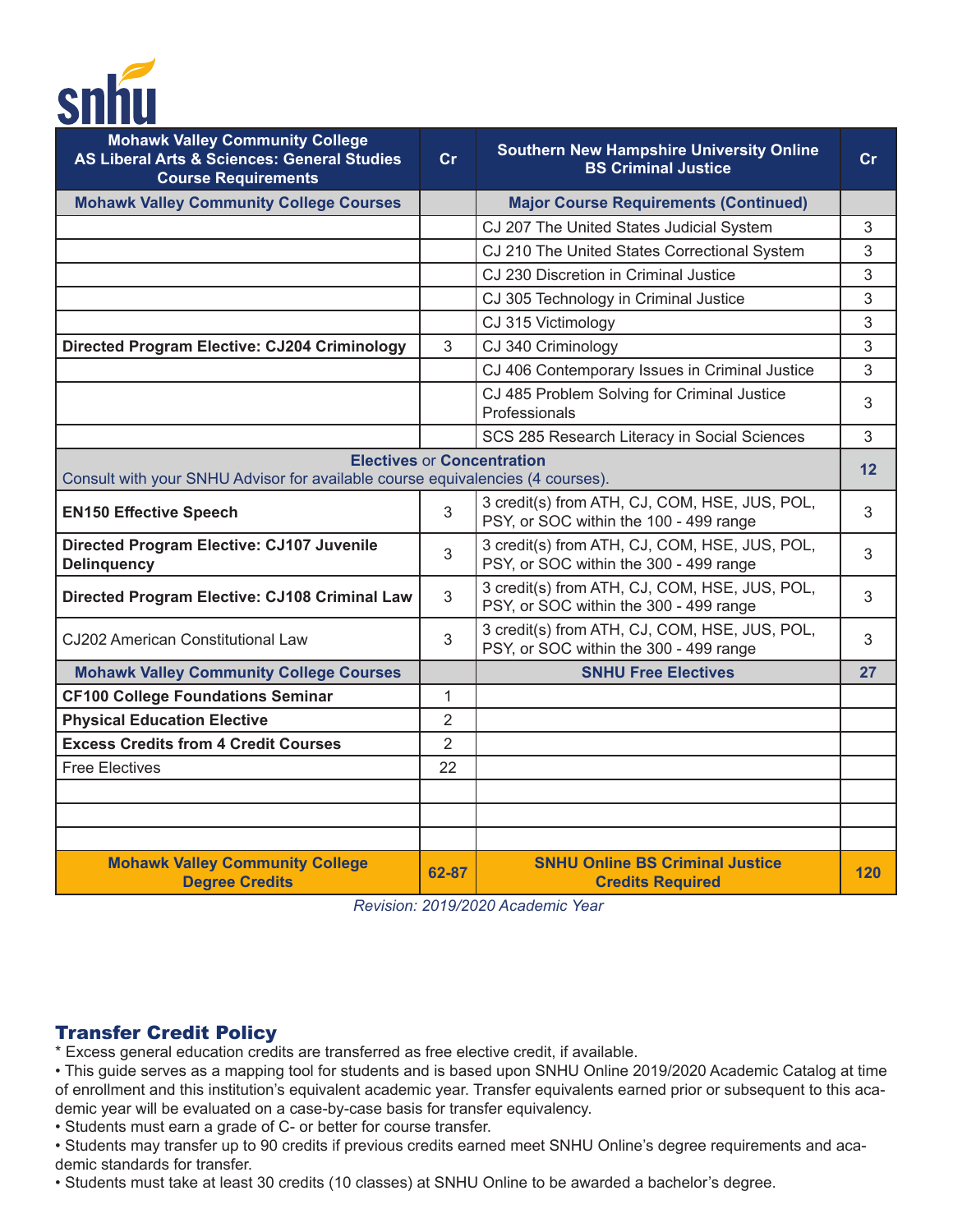| Mohawk Valley Community College AS Liberal Arts & Sciences: General Studies Course Requirements | Cr | Southern New Hampshire University Online BS Criminal Justice | Cr |
|---|---|---|---|
| **Mohawk Valley Community College Courses** | | **Major Course Requirements (Continued)** | |
| | | CJ 207 The United States Judicial System | 3 |
| | | CJ 210 The United States Correctional System | 3 |
| | | CJ 230 Discretion in Criminal Justice | 3 |
| | | CJ 305 Technology in Criminal Justice | 3 |
| | | CJ 315 Victimology | 3 |
| **Directed Program Elective: CJ204 Criminology** | 3 | CJ 340 Criminology | 3 |
| | | CJ 406 Contemporary Issues in Criminal Justice | 3 |
| | | CJ 485 Problem Solving for Criminal Justice Professionals | 3 |
| | | SCS 285 Research Literacy in Social Sciences | 3 |
| **Electives** or **Concentration** Consult with your SNHU Advisor for available course equivalencies (4 courses). | | | **12** |
| **EN150 Effective Speech** | 3 | 3 credit(s) from ATH, CJ, COM, HSE, JUS, POL, PSY, or SOC within the 100 - 499 range | 3 |
| **Directed Program Elective: CJ107 Juvenile Delinquency** | 3 | 3 credit(s) from ATH, CJ, COM, HSE, JUS, POL, PSY, or SOC within the 300 - 499 range | 3 |
| **Directed Program Elective: CJ108 Criminal Law** | 3 | 3 credit(s) from ATH, CJ, COM, HSE, JUS, POL, PSY, or SOC within the 300 - 499 range | 3 |
| CJ202 American Constitutional Law | 3 | 3 credit(s) from ATH, CJ, COM, HSE, JUS, POL, PSY, or SOC within the 300 - 499 range | 3 |
| **Mohawk Valley Community College Courses** | | **SNHU Free Electives** | **27** |
| **CF100 College Foundations Seminar** | 1 | | |
| **Physical Education Elective** | 2 | | |
| **Excess Credits from 4 Credit Courses** | 2 | | |
| Free Electives | 22 | | |
| | | | |
| | | | |
| | | | |
| **Mohawk Valley Community College Degree Credits** | **62-87** | **SNHU Online BS Criminal Justice Credits Required** | **120** |

*Revision: 2019/2020 Academic Year*

## Transfer Credit Policy

* Excess general education credits are transferred as free elective credit, if available.
• This guide serves as a mapping tool for students and is based upon SNHU Online 2019/2020 Academic Catalog at time of enrollment and this institution's equivalent academic year. Transfer equivalents earned prior or subsequent to this academic year will be evaluated on a case-by-case basis for transfer equivalency.
• Students must earn a grade of C- or better for course transfer.
• Students may transfer up to 90 credits if previous credits earned meet SNHU Online's degree requirements and academic standards for transfer.
• Students must take at least 30 credits (10 classes) at SNHU Online to be awarded a bachelor's degree.